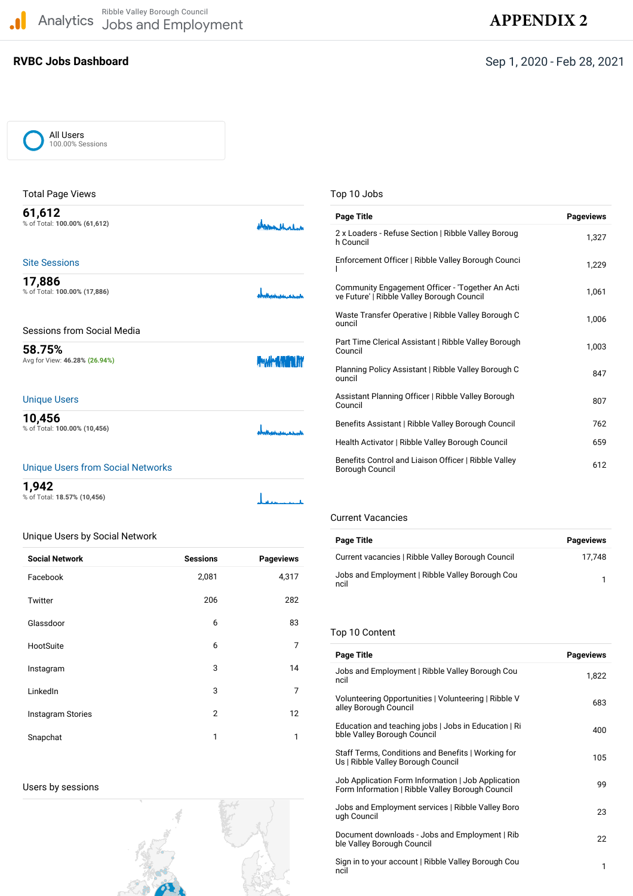Analytics — Ribble Valley Borough Council — Jobs and Employment

# APPENDIX 2

## RVBC Jobs Dashboard

Sep 1, 2020 - Feb 28, 2021

All Users
100.00% Sessions

### Total Page Views

**61,612**
% of Total: **100.00% (61,612)**

### Site Sessions

**17,886**
% of Total: **100.00% (17,886)**

### Sessions from Social Media

**58.75%**
Avg for View: **46.28% (26.94%)**

### Unique Users

**10,456**
% of Total: **100.00% (10,456)**

### Unique Users from Social Networks

**1,942**
% of Total: **18.57% (10,456)**

### Unique Users by Social Network

| Social Network | Sessions | Pageviews |
|---|---|---|
| Facebook | 2,081 | 4,317 |
| Twitter | 206 | 282 |
| Glassdoor | 6 | 83 |
| HootSuite | 6 | 7 |
| Instagram | 3 | 14 |
| LinkedIn | 3 | 7 |
| Instagram Stories | 2 | 12 |
| Snapchat | 1 | 1 |

### Users by sessions

### Top 10 Jobs

| Page Title | Pageviews |
|---|---|
| 2 x Loaders - Refuse Section \| Ribble Valley Borough Council | 1,327 |
| Enforcement Officer \| Ribble Valley Borough Council | 1,229 |
| Community Engagement Officer - 'Together An Active Future' \| Ribble Valley Borough Council | 1,061 |
| Waste Transfer Operative \| Ribble Valley Borough Council | 1,006 |
| Part Time Clerical Assistant \| Ribble Valley Borough Council | 1,003 |
| Planning Policy Assistant \| Ribble Valley Borough Council | 847 |
| Assistant Planning Officer \| Ribble Valley Borough Council | 807 |
| Benefits Assistant \| Ribble Valley Borough Council | 762 |
| Health Activator \| Ribble Valley Borough Council | 659 |
| Benefits Control and Liaison Officer \| Ribble Valley Borough Council | 612 |

### Current Vacancies

| Page Title | Pageviews |
|---|---|
| Current vacancies \| Ribble Valley Borough Council | 17,748 |
| Jobs and Employment \| Ribble Valley Borough Council | 1 |

### Top 10 Content

| Page Title | Pageviews |
|---|---|
| Jobs and Employment \| Ribble Valley Borough Council | 1,822 |
| Volunteering Opportunities \| Volunteering \| Ribble Valley Borough Council | 683 |
| Education and teaching jobs \| Jobs in Education \| Ribble Valley Borough Council | 400 |
| Staff Terms, Conditions and Benefits \| Working for Us \| Ribble Valley Borough Council | 105 |
| Job Application Form Information \| Job Application Form Information \| Ribble Valley Borough Council | 99 |
| Jobs and Employment services \| Ribble Valley Borough Council | 23 |
| Document downloads - Jobs and Employment \| Ribble Valley Borough Council | 22 |
| Sign in to your account \| Ribble Valley Borough Council | 1 |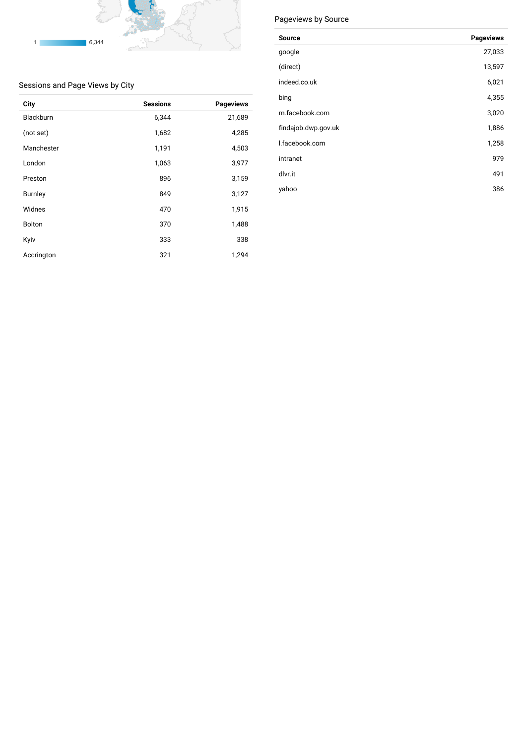1 6,344

## Sessions and Page Views by City

| City | Sessions | Pageviews |
| --- | --- | --- |
| Blackburn | 6,344 | 21,689 |
| (not set) | 1,682 | 4,285 |
| Manchester | 1,191 | 4,503 |
| London | 1,063 | 3,977 |
| Preston | 896 | 3,159 |
| Burnley | 849 | 3,127 |
| Widnes | 470 | 1,915 |
| Bolton | 370 | 1,488 |
| Kyiv | 333 | 338 |
| Accrington | 321 | 1,294 |

## Pageviews by Source

| Source | Pageviews |
| --- | --- |
| google | 27,033 |
| (direct) | 13,597 |
| indeed.co.uk | 6,021 |
| bing | 4,355 |
| m.facebook.com | 3,020 |
| findajob.dwp.gov.uk | 1,886 |
| l.facebook.com | 1,258 |
| intranet | 979 |
| dlvr.it | 491 |
| yahoo | 386 |